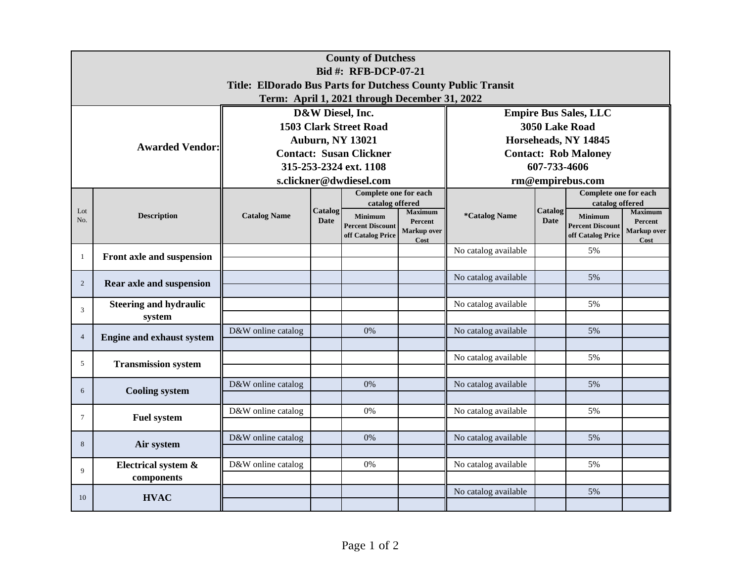**County of Dutchess**
**Bid #: RFB-DCP-07-21**
**Title: ElDorado Bus Parts for Dutchess County Public Transit**
**Term: April 1, 2021 through December 31, 2022**

| | **Awarded Vendor:** | **D&W Diesel, Inc.<br>1503 Clark Street Road<br>Auburn, NY 13021<br>Contact: Susan Clickner<br>315-253-2324 ext. 1108<br>s.clickner@dwdiesel.com** | | | | **Empire Bus Sales, LLC<br>3050 Lake Road<br>Horseheads, NY 14845<br>Contact: Rob Maloney<br>607-733-4606<br>rm@empirebus.com** | | | |
|---|---|---|---|---|---|---|---|---|---|
| | | | | **Complete one for each catalog offered** | | | | **Complete one for each catalog offered** | |
| Lot No. | **Description** | **Catalog Name** | **Catalog Date** | **Minimum Percent Discount off Catalog Price** | **Maximum Percent Markup over Cost** | ***Catalog Name** | **Catalog Date** | **Minimum Percent Discount off Catalog Price** | **Maximum Percent Markup over Cost** |
| 1 | **Front axle and suspension** | | | | | No catalog available | | 5% | |
| | | | | | | | | | |
| 2 | **Rear axle and suspension** | | | | | No catalog available | | 5% | |
| | | | | | | | | | |
| 3 | **Steering and hydraulic system** | | | | | No catalog available | | 5% | |
| | | | | | | | | | |
| 4 | **Engine and exhaust system** | D&W online catalog | | 0% | | No catalog available | | 5% | |
| | | | | | | | | | |
| 5 | **Transmission system** | | | | | No catalog available | | 5% | |
| | | | | | | | | | |
| 6 | **Cooling system** | D&W online catalog | | 0% | | No catalog available | | 5% | |
| | | | | | | | | | |
| 7 | **Fuel system** | D&W online catalog | | 0% | | No catalog available | | 5% | |
| | | | | | | | | | |
| 8 | **Air system** | D&W online catalog | | 0% | | No catalog available | | 5% | |
| | | | | | | | | | |
| 9 | **Electrical system & components** | D&W online catalog | | 0% | | No catalog available | | 5% | |
| | | | | | | | | | |
| 10 | **HVAC** | | | | | No catalog available | | 5% | |
| | | | | | | | | | |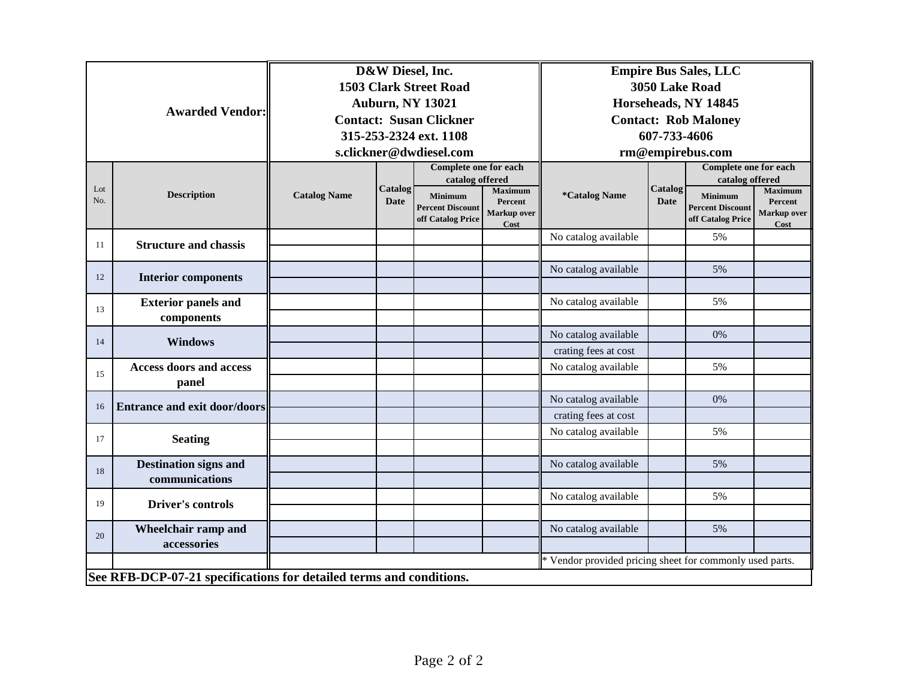| Awarded Vendor: | | D&W Diesel, Inc.<br>1503 Clark Street Road<br>Auburn, NY 13021<br>Contact: Susan Clickner<br>315-253-2324 ext. 1108<br>s.clickner@dwdiesel.com | | | | Empire Bus Sales, LLC<br>3050 Lake Road<br>Horseheads, NY 14845<br>Contact: Rob Maloney<br>607-733-4606<br>rm@empirebus.com | | | |
|---|---|---|---|---|---|---|---|---|---|
| | | | | Complete one for each catalog offered | | | | Complete one for each catalog offered | |
| Lot No. | Description | Catalog Name | Catalog Date | Minimum Percent Discount off Catalog Price | Maximum Percent Markup over Cost | *Catalog Name | Catalog Date | Minimum Percent Discount off Catalog Price | Maximum Percent Markup over Cost |
| 11 | Structure and chassis | | | | | No catalog available | | 5% | |
| | | | | | | | | | |
| 12 | Interior components | | | | | No catalog available | | 5% | |
| | | | | | | | | | |
| 13 | Exterior panels and components | | | | | No catalog available | | 5% | |
| | | | | | | | | | |
| 14 | Windows | | | | | No catalog available | | 0% | |
| | | | | | | crating fees at cost | | | |
| 15 | Access doors and access panel | | | | | No catalog available | | 5% | |
| | | | | | | | | | |
| 16 | Entrance and exit door/doors | | | | | No catalog available | | 0% | |
| | | | | | | crating fees at cost | | | |
| 17 | Seating | | | | | No catalog available | | 5% | |
| | | | | | | | | | |
| 18 | Destination signs and communications | | | | | No catalog available | | 5% | |
| | | | | | | | | | |
| 19 | Driver's controls | | | | | No catalog available | | 5% | |
| | | | | | | | | | |
| 20 | Wheelchair ramp and accessories | | | | | No catalog available | | 5% | |
| | | | | | | | | | |
| | | | | | | * Vendor provided pricing sheet for commonly used parts. | | | |

**See RFB-DCP-07-21 specifications for detailed terms and conditions.**